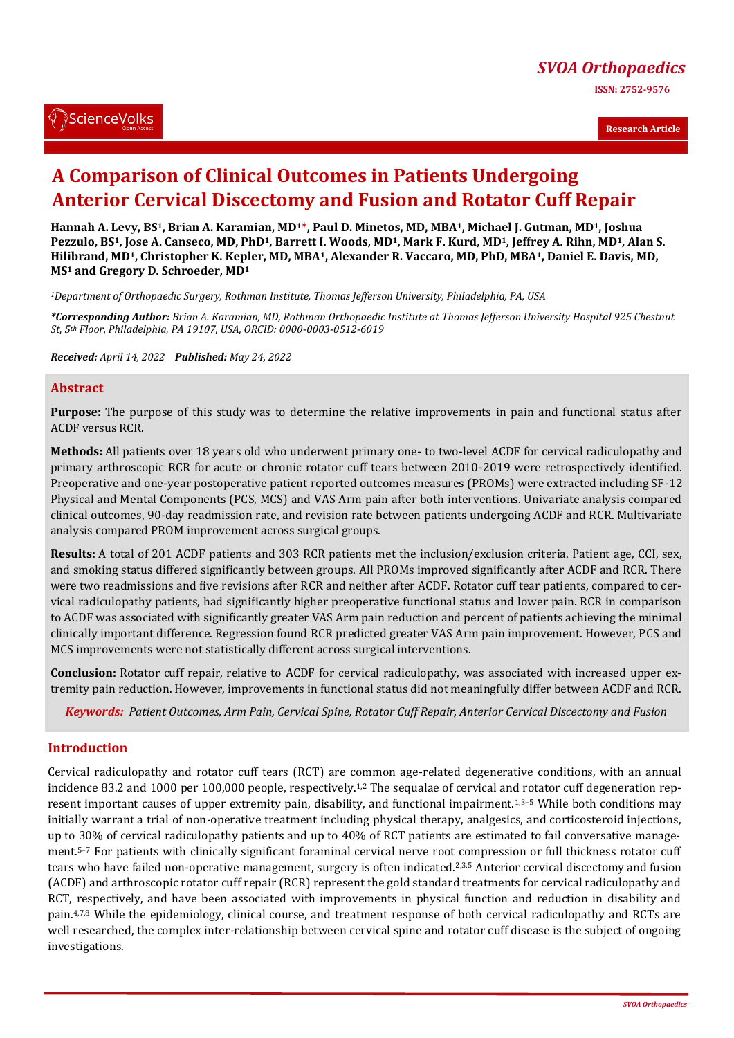SVOA Orthopaedics

ISSN: 2752-9576

Research Article

# A Comparison of Clinical Outcomes in Patients Undergoing Anterior Cervical Discectomy and Fusion and Rotator Cuff Repair

**Hannah A. Levy, BS[1], Brian A. Karamian, MD[1]*, Paul D. Minetos, MD, MBA[1], Michael J. Gutman, MD[1], Joshua Pezzulo, BS[1], Jose A. Canseco, MD, PhD[1], Barrett I. Woods, MD[1], Mark F. Kurd, MD[1], Jeffrey A. Rihn, MD[1], Alan S. Hilibrand, MD[1], Christopher K. Kepler, MD, MBA[1], Alexander R. Vaccaro, MD, PhD, MBA[1], Daniel E. Davis, MD, MS[1] and Gregory D. Schroeder, MD[1]**

*[1]Department of Orthopaedic Surgery, Rothman Institute, Thomas Jefferson University, Philadelphia, PA, USA*

***Corresponding Author:** Brian A. Karamian, MD, Rothman Orthopaedic Institute at Thomas Jefferson University Hospital 925 Chestnut St, 5th Floor, Philadelphia, PA 19107, USA, ORCID: 0000-0003-0512-6019*

***Received:** April 14, 2022* ***Published:** May 24, 2022*

## Abstract

**Purpose:** The purpose of this study was to determine the relative improvements in pain and functional status after ACDF versus RCR.

**Methods:** All patients over 18 years old who underwent primary one- to two-level ACDF for cervical radiculopathy and primary arthroscopic RCR for acute or chronic rotator cuff tears between 2010-2019 were retrospectively identified. Preoperative and one-year postoperative patient reported outcomes measures (PROMs) were extracted including SF-12 Physical and Mental Components (PCS, MCS) and VAS Arm pain after both interventions. Univariate analysis compared clinical outcomes, 90-day readmission rate, and revision rate between patients undergoing ACDF and RCR. Multivariate analysis compared PROM improvement across surgical groups.

**Results:** A total of 201 ACDF patients and 303 RCR patients met the inclusion/exclusion criteria. Patient age, CCI, sex, and smoking status differed significantly between groups. All PROMs improved significantly after ACDF and RCR. There were two readmissions and five revisions after RCR and neither after ACDF. Rotator cuff tear patients, compared to cervical radiculopathy patients, had significantly higher preoperative functional status and lower pain. RCR in comparison to ACDF was associated with significantly greater VAS Arm pain reduction and percent of patients achieving the minimal clinically important difference. Regression found RCR predicted greater VAS Arm pain improvement. However, PCS and MCS improvements were not statistically different across surgical interventions.

**Conclusion:** Rotator cuff repair, relative to ACDF for cervical radiculopathy, was associated with increased upper extremity pain reduction. However, improvements in functional status did not meaningfully differ between ACDF and RCR.

***Keywords:*** *Patient Outcomes, Arm Pain, Cervical Spine, Rotator Cuff Repair, Anterior Cervical Discectomy and Fusion*

## Introduction

Cervical radiculopathy and rotator cuff tears (RCT) are common age-related degenerative conditions, with an annual incidence 83.2 and 1000 per 100,000 people, respectively.[1,2] The sequalae of cervical and rotator cuff degeneration represent important causes of upper extremity pain, disability, and functional impairment.[1,3–5] While both conditions may initially warrant a trial of non-operative treatment including physical therapy, analgesics, and corticosteroid injections, up to 30% of cervical radiculopathy patients and up to 40% of RCT patients are estimated to fail conversative management.[5–7] For patients with clinically significant foraminal cervical nerve root compression or full thickness rotator cuff tears who have failed non-operative management, surgery is often indicated.[2,3,5] Anterior cervical discectomy and fusion (ACDF) and arthroscopic rotator cuff repair (RCR) represent the gold standard treatments for cervical radiculopathy and RCT, respectively, and have been associated with improvements in physical function and reduction in disability and pain.[4,7,8] While the epidemiology, clinical course, and treatment response of both cervical radiculopathy and RCTs are well researched, the complex inter-relationship between cervical spine and rotator cuff disease is the subject of ongoing investigations.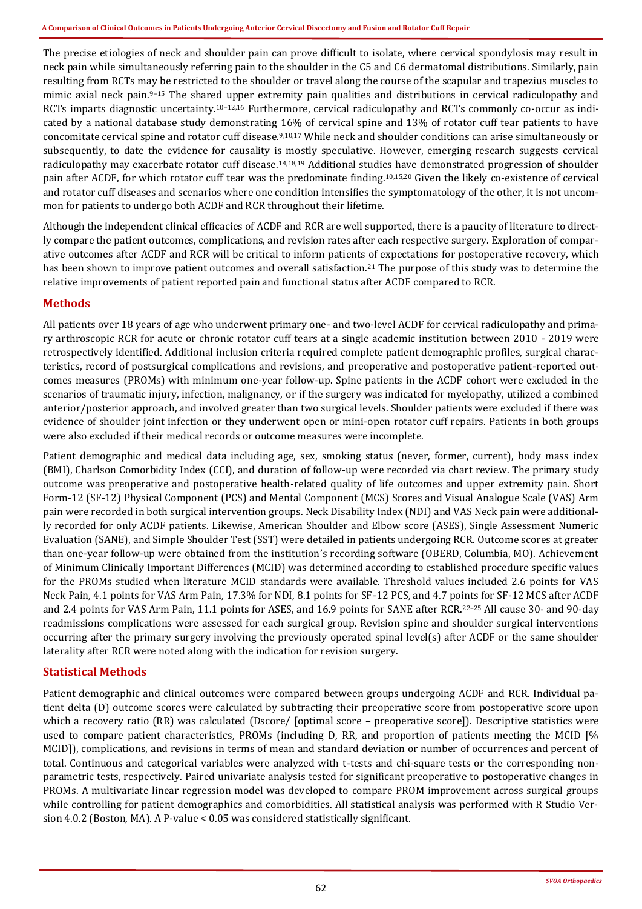The precise etiologies of neck and shoulder pain can prove difficult to isolate, where cervical spondylosis may result in neck pain while simultaneously referring pain to the shoulder in the C5 and C6 dermatomal distributions. Similarly, pain resulting from RCTs may be restricted to the shoulder or travel along the course of the scapular and trapezius muscles to mimic axial neck pain.[9–15] The shared upper extremity pain qualities and distributions in cervical radiculopathy and RCTs imparts diagnostic uncertainty.[10–12,16] Furthermore, cervical radiculopathy and RCTs commonly co-occur as indicated by a national database study demonstrating 16% of cervical spine and 13% of rotator cuff tear patients to have concomitate cervical spine and rotator cuff disease.[9,10,17] While neck and shoulder conditions can arise simultaneously or subsequently, to date the evidence for causality is mostly speculative. However, emerging research suggests cervical radiculopathy may exacerbate rotator cuff disease.[14,18,19] Additional studies have demonstrated progression of shoulder pain after ACDF, for which rotator cuff tear was the predominate finding.[10,15,20] Given the likely co-existence of cervical and rotator cuff diseases and scenarios where one condition intensifies the symptomatology of the other, it is not uncommon for patients to undergo both ACDF and RCR throughout their lifetime.

Although the independent clinical efficacies of ACDF and RCR are well supported, there is a paucity of literature to directly compare the patient outcomes, complications, and revision rates after each respective surgery. Exploration of comparative outcomes after ACDF and RCR will be critical to inform patients of expectations for postoperative recovery, which has been shown to improve patient outcomes and overall satisfaction.[21] The purpose of this study was to determine the relative improvements of patient reported pain and functional status after ACDF compared to RCR.

## Methods

All patients over 18 years of age who underwent primary one- and two-level ACDF for cervical radiculopathy and primary arthroscopic RCR for acute or chronic rotator cuff tears at a single academic institution between 2010 - 2019 were retrospectively identified. Additional inclusion criteria required complete patient demographic profiles, surgical characteristics, record of postsurgical complications and revisions, and preoperative and postoperative patient-reported outcomes measures (PROMs) with minimum one-year follow-up. Spine patients in the ACDF cohort were excluded in the scenarios of traumatic injury, infection, malignancy, or if the surgery was indicated for myelopathy, utilized a combined anterior/posterior approach, and involved greater than two surgical levels. Shoulder patients were excluded if there was evidence of shoulder joint infection or they underwent open or mini-open rotator cuff repairs. Patients in both groups were also excluded if their medical records or outcome measures were incomplete.

Patient demographic and medical data including age, sex, smoking status (never, former, current), body mass index (BMI), Charlson Comorbidity Index (CCI), and duration of follow-up were recorded via chart review. The primary study outcome was preoperative and postoperative health-related quality of life outcomes and upper extremity pain. Short Form-12 (SF-12) Physical Component (PCS) and Mental Component (MCS) Scores and Visual Analogue Scale (VAS) Arm pain were recorded in both surgical intervention groups. Neck Disability Index (NDI) and VAS Neck pain were additionally recorded for only ACDF patients. Likewise, American Shoulder and Elbow score (ASES), Single Assessment Numeric Evaluation (SANE), and Simple Shoulder Test (SST) were detailed in patients undergoing RCR. Outcome scores at greater than one-year follow-up were obtained from the institution's recording software (OBERD, Columbia, MO). Achievement of Minimum Clinically Important Differences (MCID) was determined according to established procedure specific values for the PROMs studied when literature MCID standards were available. Threshold values included 2.6 points for VAS Neck Pain, 4.1 points for VAS Arm Pain, 17.3% for NDI, 8.1 points for SF-12 PCS, and 4.7 points for SF-12 MCS after ACDF and 2.4 points for VAS Arm Pain, 11.1 points for ASES, and 16.9 points for SANE after RCR.[22–25] All cause 30- and 90-day readmissions complications were assessed for each surgical group. Revision spine and shoulder surgical interventions occurring after the primary surgery involving the previously operated spinal level(s) after ACDF or the same shoulder laterality after RCR were noted along with the indication for revision surgery.

## Statistical Methods

Patient demographic and clinical outcomes were compared between groups undergoing ACDF and RCR. Individual patient delta (D) outcome scores were calculated by subtracting their preoperative score from postoperative score upon which a recovery ratio (RR) was calculated (Dscore/ [optimal score – preoperative score]). Descriptive statistics were used to compare patient characteristics, PROMs (including D, RR, and proportion of patients meeting the MCID [% MCID]), complications, and revisions in terms of mean and standard deviation or number of occurrences and percent of total. Continuous and categorical variables were analyzed with t-tests and chi-square tests or the corresponding nonparametric tests, respectively. Paired univariate analysis tested for significant preoperative to postoperative changes in PROMs. A multivariate linear regression model was developed to compare PROM improvement across surgical groups while controlling for patient demographics and comorbidities. All statistical analysis was performed with R Studio Version 4.0.2 (Boston, MA). A P-value < 0.05 was considered statistically significant.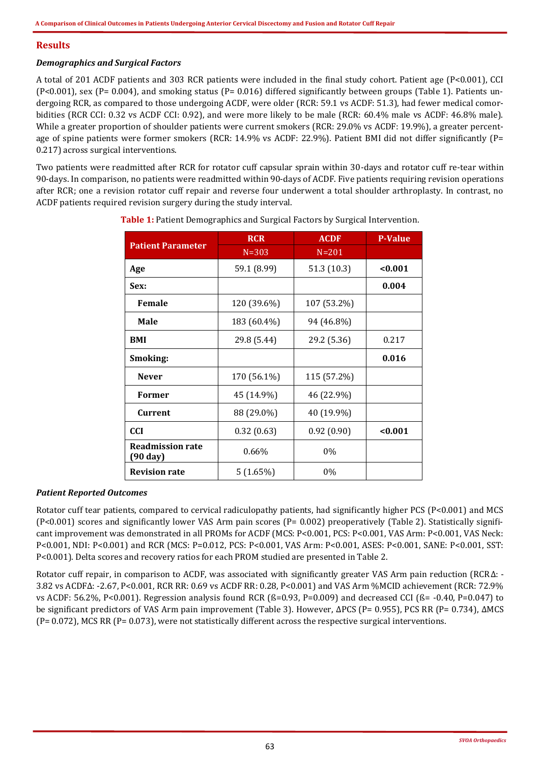## Results

### *Demographics and Surgical Factors*

A total of 201 ACDF patients and 303 RCR patients were included in the final study cohort. Patient age (P<0.001), CCI (P<0.001), sex (P= 0.004), and smoking status (P= 0.016) differed significantly between groups (Table 1). Patients undergoing RCR, as compared to those undergoing ACDF, were older (RCR: 59.1 vs ACDF: 51.3), had fewer medical comorbidities (RCR CCI: 0.32 vs ACDF CCI: 0.92), and were more likely to be male (RCR: 60.4% male vs ACDF: 46.8% male). While a greater proportion of shoulder patients were current smokers (RCR: 29.0% vs ACDF: 19.9%), a greater percentage of spine patients were former smokers (RCR: 14.9% vs ACDF: 22.9%). Patient BMI did not differ significantly (P= 0.217) across surgical interventions.

Two patients were readmitted after RCR for rotator cuff capsular sprain within 30-days and rotator cuff re-tear within 90-days. In comparison, no patients were readmitted within 90-days of ACDF. Five patients requiring revision operations after RCR; one a revision rotator cuff repair and reverse four underwent a total shoulder arthroplasty. In contrast, no ACDF patients required revision surgery during the study interval.

**Table 1:** Patient Demographics and Surgical Factors by Surgical Intervention.

| Patient Parameter | RCR | ACDF | P-Value |
|---|---|---|---|
| | N=303 | N=201 | |
| **Age** | 59.1 (8.99) | 51.3 (10.3) | **<0.001** |
| **Sex:** | | | **0.004** |
| **Female** | 120 (39.6%) | 107 (53.2%) | |
| **Male** | 183 (60.4%) | 94 (46.8%) | |
| **BMI** | 29.8 (5.44) | 29.2 (5.36) | 0.217 |
| **Smoking:** | | | **0.016** |
| **Never** | 170 (56.1%) | 115 (57.2%) | |
| **Former** | 45 (14.9%) | 46 (22.9%) | |
| **Current** | 88 (29.0%) | 40 (19.9%) | |
| **CCI** | 0.32 (0.63) | 0.92 (0.90) | **<0.001** |
| **Readmission rate (90 day)** | 0.66% | 0% | |
| **Revision rate** | 5 (1.65%) | 0% | |

### *Patient Reported Outcomes*

Rotator cuff tear patients, compared to cervical radiculopathy patients, had significantly higher PCS (P<0.001) and MCS (P<0.001) scores and significantly lower VAS Arm pain scores (P= 0.002) preoperatively (Table 2). Statistically significant improvement was demonstrated in all PROMs for ACDF (MCS: P<0.001, PCS: P<0.001, VAS Arm: P<0.001, VAS Neck: P<0.001, NDI: P<0.001) and RCR (MCS: P=0.012, PCS: P<0.001, VAS Arm: P<0.001, ASES: P<0.001, SANE: P<0.001, SST: P<0.001). Delta scores and recovery ratios for each PROM studied are presented in Table 2.

Rotator cuff repair, in comparison to ACDF, was associated with significantly greater VAS Arm pain reduction (RCRΔ: -3.82 vs ACDFΔ: -2.67, P<0.001, RCR RR: 0.69 vs ACDF RR: 0.28, P<0.001) and VAS Arm %MCID achievement (RCR: 72.9% vs ACDF: 56.2%, P<0.001). Regression analysis found RCR (ß=0.93, P=0.009) and decreased CCI (ß= -0.40, P=0.047) to be significant predictors of VAS Arm pain improvement (Table 3). However, ΔPCS (P= 0.955), PCS RR (P= 0.734), ΔMCS (P= 0.072), MCS RR (P= 0.073), were not statistically different across the respective surgical interventions.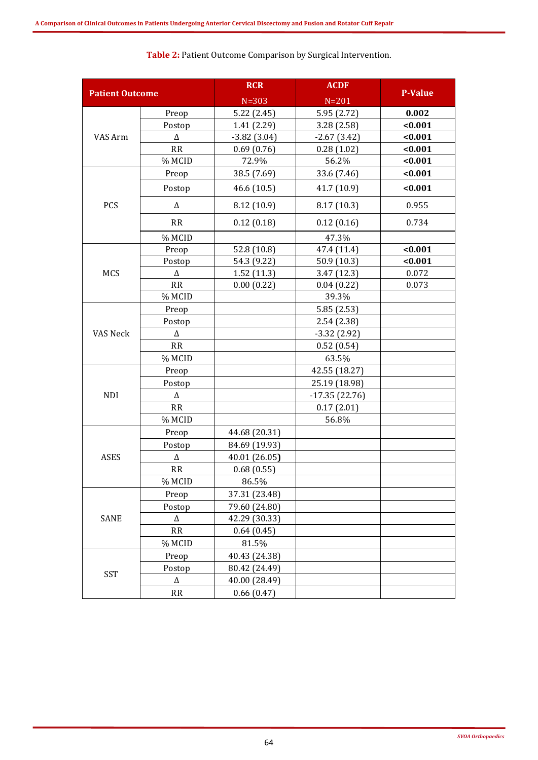**Table 2:** Patient Outcome Comparison by Surgical Intervention.

| Patient Outcome | | RCR N=303 | ACDF N=201 | P-Value |
|---|---|---|---|---|
| VAS Arm | Preop | 5.22 (2.45) | 5.95 (2.72) | **0.002** |
| | Postop | 1.41 (2.29) | 3.28 (2.58) | **<0.001** |
| | Δ | -3.82 (3.04) | -2.67 (3.42) | **<0.001** |
| | RR | 0.69 (0.76) | 0.28 (1.02) | **<0.001** |
| | % MCID | 72.9% | 56.2% | **<0.001** |
| PCS | Preop | 38.5 (7.69) | 33.6 (7.46) | **<0.001** |
| | Postop | 46.6 (10.5) | 41.7 (10.9) | **<0.001** |
| | Δ | 8.12 (10.9) | 8.17 (10.3) | 0.955 |
| | RR | 0.12 (0.18) | 0.12 (0.16) | 0.734 |
| | % MCID | | 47.3% | |
| MCS | Preop | 52.8 (10.8) | 47.4 (11.4) | **<0.001** |
| | Postop | 54.3 (9.22) | 50.9 (10.3) | **<0.001** |
| | Δ | 1.52 (11.3) | 3.47 (12.3) | 0.072 |
| | RR | 0.00 (0.22) | 0.04 (0.22) | 0.073 |
| | % MCID | | 39.3% | |
| VAS Neck | Preop | | 5.85 (2.53) | |
| | Postop | | 2.54 (2.38) | |
| | Δ | | -3.32 (2.92) | |
| | RR | | 0.52 (0.54) | |
| | % MCID | | 63.5% | |
| NDI | Preop | | 42.55 (18.27) | |
| | Postop | | 25.19 (18.98) | |
| | Δ | | -17.35 (22.76) | |
| | RR | | 0.17 (2.01) | |
| | % MCID | | 56.8% | |
| ASES | Preop | 44.68 (20.31) | | |
| | Postop | 84.69 (19.93) | | |
| | Δ | 40.01 (26.05) | | |
| | RR | 0.68 (0.55) | | |
| | % MCID | 86.5% | | |
| SANE | Preop | 37.31 (23.48) | | |
| | Postop | 79.60 (24.80) | | |
| | Δ | 42.29 (30.33) | | |
| | RR | 0.64 (0.45) | | |
| | % MCID | 81.5% | | |
| SST | Preop | 40.43 (24.38) | | |
| | Postop | 80.42 (24.49) | | |
| | Δ | 40.00 (28.49) | | |
| | RR | 0.66 (0.47) | | |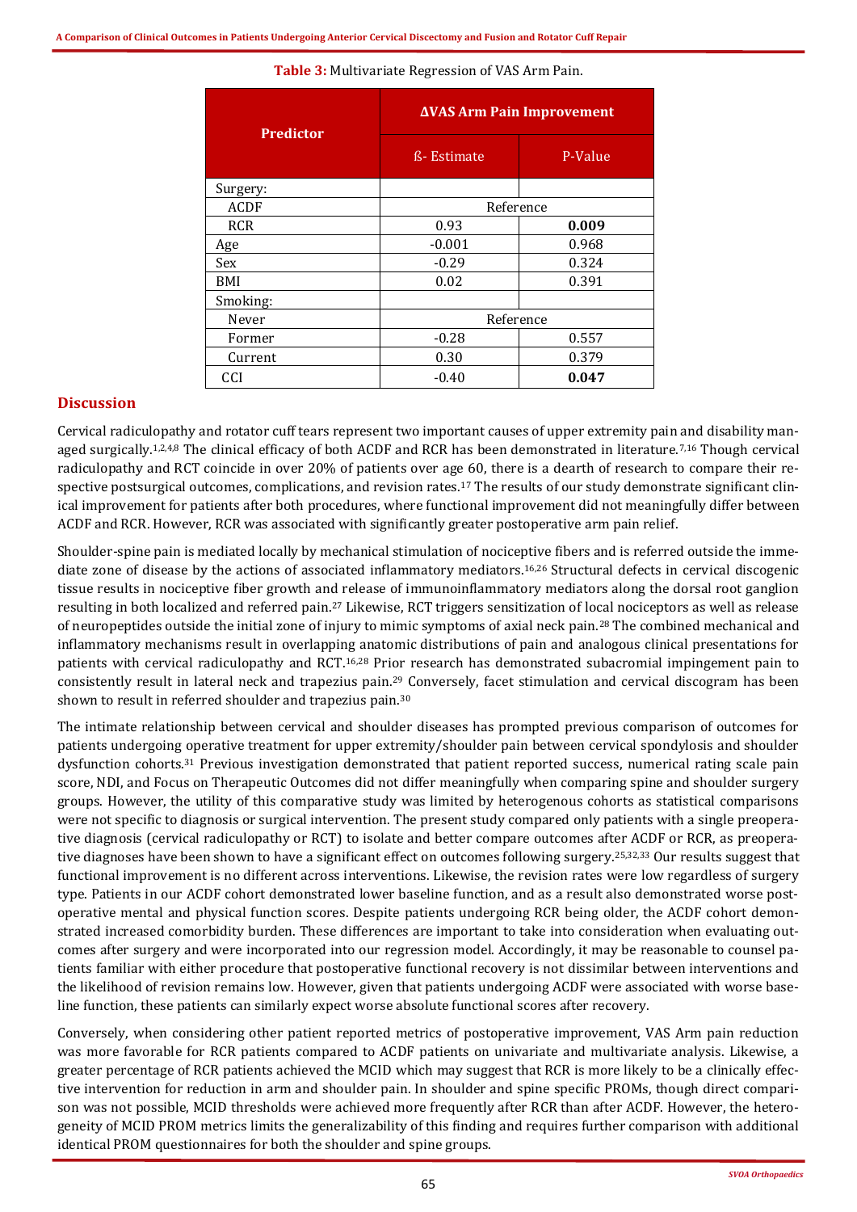**Table 3:** Multivariate Regression of VAS Arm Pain.

| Predictor | ΔVAS Arm Pain Improvement | |
|---|---|---|
| | ß- Estimate | P-Value |
| Surgery: | | |
| ACDF | Reference | |
| RCR | 0.93 | **0.009** |
| Age | -0.001 | 0.968 |
| Sex | -0.29 | 0.324 |
| BMI | 0.02 | 0.391 |
| Smoking: | | |
| Never | Reference | |
| Former | -0.28 | 0.557 |
| Current | 0.30 | 0.379 |
| CCI | -0.40 | **0.047** |

## Discussion

Cervical radiculopathy and rotator cuff tears represent two important causes of upper extremity pain and disability managed surgically.[1,2,4,8] The clinical efficacy of both ACDF and RCR has been demonstrated in literature.[7,16] Though cervical radiculopathy and RCT coincide in over 20% of patients over age 60, there is a dearth of research to compare their respective postsurgical outcomes, complications, and revision rates.[17] The results of our study demonstrate significant clinical improvement for patients after both procedures, where functional improvement did not meaningfully differ between ACDF and RCR. However, RCR was associated with significantly greater postoperative arm pain relief.

Shoulder-spine pain is mediated locally by mechanical stimulation of nociceptive fibers and is referred outside the immediate zone of disease by the actions of associated inflammatory mediators.[16,26] Structural defects in cervical discogenic tissue results in nociceptive fiber growth and release of immunoinflammatory mediators along the dorsal root ganglion resulting in both localized and referred pain.[27] Likewise, RCT triggers sensitization of local nociceptors as well as release of neuropeptides outside the initial zone of injury to mimic symptoms of axial neck pain.[28] The combined mechanical and inflammatory mechanisms result in overlapping anatomic distributions of pain and analogous clinical presentations for patients with cervical radiculopathy and RCT.[16,28] Prior research has demonstrated subacromial impingement pain to consistently result in lateral neck and trapezius pain.[29] Conversely, facet stimulation and cervical discogram has been shown to result in referred shoulder and trapezius pain.[30]

The intimate relationship between cervical and shoulder diseases has prompted previous comparison of outcomes for patients undergoing operative treatment for upper extremity/shoulder pain between cervical spondylosis and shoulder dysfunction cohorts.[31] Previous investigation demonstrated that patient reported success, numerical rating scale pain score, NDI, and Focus on Therapeutic Outcomes did not differ meaningfully when comparing spine and shoulder surgery groups. However, the utility of this comparative study was limited by heterogenous cohorts as statistical comparisons were not specific to diagnosis or surgical intervention. The present study compared only patients with a single preoperative diagnosis (cervical radiculopathy or RCT) to isolate and better compare outcomes after ACDF or RCR, as preoperative diagnoses have been shown to have a significant effect on outcomes following surgery.[25,32,33] Our results suggest that functional improvement is no different across interventions. Likewise, the revision rates were low regardless of surgery type. Patients in our ACDF cohort demonstrated lower baseline function, and as a result also demonstrated worse postoperative mental and physical function scores. Despite patients undergoing RCR being older, the ACDF cohort demonstrated increased comorbidity burden. These differences are important to take into consideration when evaluating outcomes after surgery and were incorporated into our regression model. Accordingly, it may be reasonable to counsel patients familiar with either procedure that postoperative functional recovery is not dissimilar between interventions and the likelihood of revision remains low. However, given that patients undergoing ACDF were associated with worse baseline function, these patients can similarly expect worse absolute functional scores after recovery.

Conversely, when considering other patient reported metrics of postoperative improvement, VAS Arm pain reduction was more favorable for RCR patients compared to ACDF patients on univariate and multivariate analysis. Likewise, a greater percentage of RCR patients achieved the MCID which may suggest that RCR is more likely to be a clinically effective intervention for reduction in arm and shoulder pain. In shoulder and spine specific PROMs, though direct comparison was not possible, MCID thresholds were achieved more frequently after RCR than after ACDF. However, the heterogeneity of MCID PROM metrics limits the generalizability of this finding and requires further comparison with additional identical PROM questionnaires for both the shoulder and spine groups.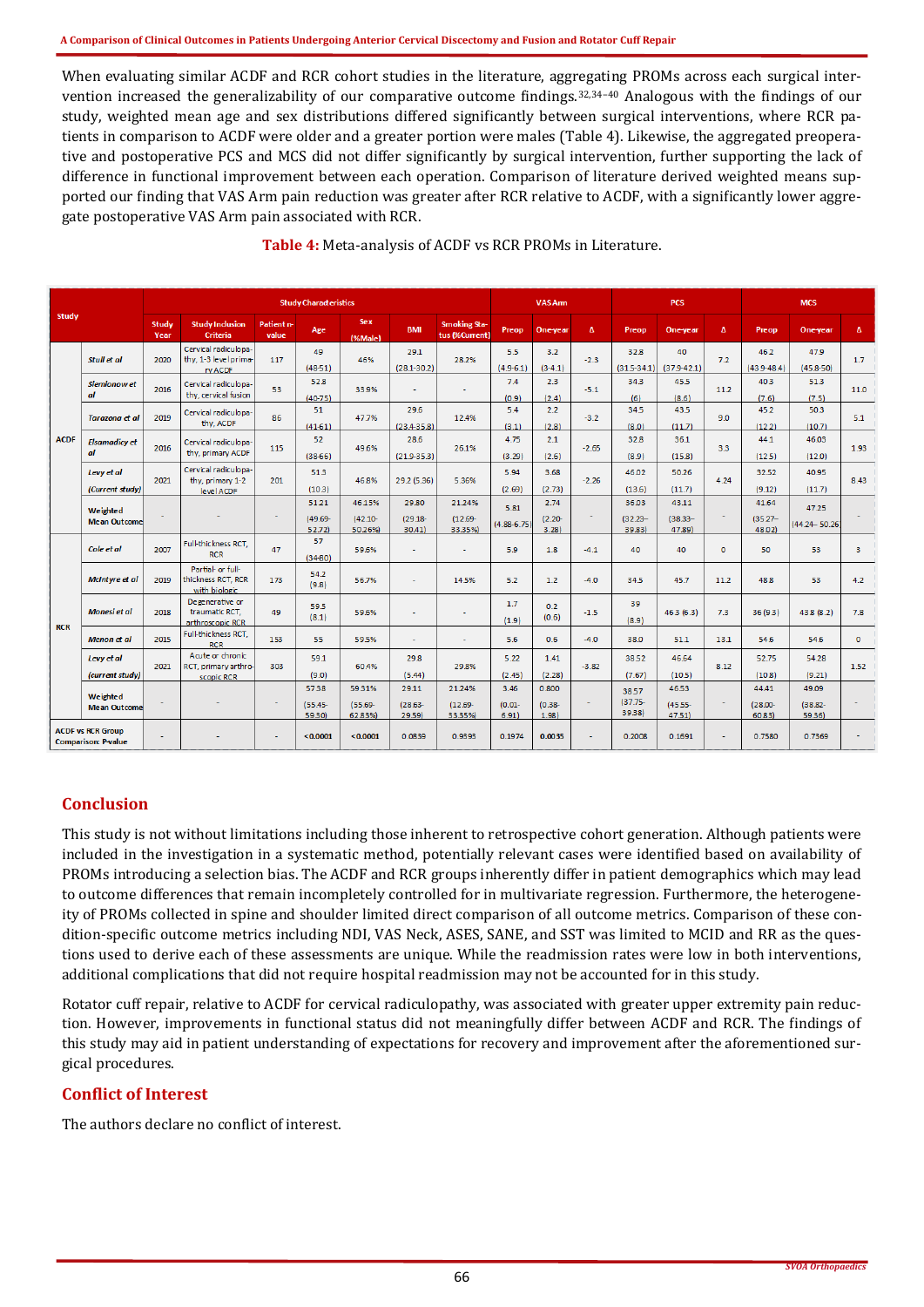When evaluating similar ACDF and RCR cohort studies in the literature, aggregating PROMs across each surgical intervention increased the generalizability of our comparative outcome findings.[32,34–40] Analogous with the findings of our study, weighted mean age and sex distributions differed significantly between surgical interventions, where RCR patients in comparison to ACDF were older and a greater portion were males (Table 4). Likewise, the aggregated preoperative and postoperative PCS and MCS did not differ significantly by surgical intervention, further supporting the lack of difference in functional improvement between each operation. Comparison of literature derived weighted means supported our finding that VAS Arm pain reduction was greater after RCR relative to ACDF, with a significantly lower aggregate postoperative VAS Arm pain associated with RCR.

**Table 4:** Meta-analysis of ACDF vs RCR PROMs in Literature.

| Study | | Study Characteristics | | | | | | | VAS Arm | | | PCS | | | MCS | | |
|---|---|---|---|---|---|---|---|---|---|---|---|---|---|---|---|---|---|
| | | Study Year | Study Inclusion Criteria | Patient n-value | Age | Sex (%Male) | BMI | Smoking Status (%Current) | Preop | One-year | Δ | Preop | One-year | Δ | Preop | One-year | Δ |
| ACDF | *Stull et al* | 2020 | Cervical radiculopathy, 1-3 level primary ACDF | 117 | 49 (48-51) | 46% | 29.1 (28.1-30.2) | 28.2% | 5.5 (4.9-6.1) | 3.2 (3-4.1) | -2.3 | 32.8 (31.5-34.1) | 40 (37.9-42.1) | 7.2 | 46.2 (43.9-48.4) | 47.9 (45.8-50) | 1.7 |
| | *Slenionow et al* | 2016 | Cervical radiculopathy, cervical fusion | 53 | 52.8 (40-75) | 33.9% | - | - | 7.4 (0.9) | 2.3 (2.4) | -5.1 | 34.3 (6) | 45.5 (8.6) | 11.2 | 40.3 (7.6) | 51.3 (7.5) | 11.0 |
| | *Tarazona et al* | 2019 | Cervical radiculopathy, ACDF | 86 | 51 (41-61) | 47.7% | 29.6 (23.4-35.8) | 12.4% | 5.4 (3.1) | 2.2 (2.8) | -3.2 | 34.5 (8.0) | 43.5 (11.7) | 9.0 | 45.2 (12.2) | 50.3 (10.7) | 5.1 |
| | *Elsamadicy et al* | 2016 | Cervical radiculopathy, primary ACDF | 115 | 52 (38-66) | 49.6% | 28.6 (21.9-35.3) | 26.1% | 4.75 (3.29) | 2.1 (2.6) | -2.65 | 32.8 (8.9) | 36.1 (15.8) | 3.3 | 44.1 (12.5) | 46.03 (12.0) | 1.93 |
| | *Levy et al (Current study)* | 2021 | Cervical radiculopathy, primary 1-2 level ACDF | 201 | 51.3 (10.3) | 46.8% | 29.2 (5.36) | 5.36% | 5.94 (2.69) | 3.68 (2.73) | -2.26 | 46.02 (13.6) | 50.26 (11.7) | 4.24 | 32.52 (9.12) | 40.95 (11.7) | 8.43 |
| | Weighted Mean Outcome | - | - | - | 51.21 (49.69-52.72) | 46.15% (42.10-50.26%) | 29.80 (29.18-30.41) | 21.24% (12.69-33.35%) | 5.81 (4.88-6.75) | 2.74 (2.20-3.28) | - | 36.03 (32.23–39.83) | 43.11 (38.33–47.89) | - | 41.64 (35.27–48.02) | 47.25 (44.24–50.26) | - |
| RCR | *Cole et al* | 2007 | Full-thickness RCT, RCR | 47 | 57 (34-80) | 59.6% | - | - | 5.9 | 1.8 | -4.1 | 40 | 40 | 0 | 50 | 53 | 3 |
| | *McIntyre et al* | 2019 | Partial- or full-thickness RCT, RCR with biologic | 173 | 54.2 (9.8) | 56.7% | - | 14.5% | 5.2 | 1.2 | -4.0 | 34.5 | 45.7 | 11.2 | 48.8 | 53 | 4.2 |
| | *Monesi et al* | 2018 | Degenerative or traumatic RCT, arthroscopic RCR | 49 | 59.5 (8.1) | 59.6% | - | - | 1.7 (1.9) | 0.2 (0.6) | -1.5 | 39 (8.9) | 46.3 (6.3) | 7.3 | 36 (9.3) | 43.8 (8.2) | 7.8 |
| | *Menon et al* | 2015 | Full-thickness RCT, RCR | 153 | 55 | 59.5% | - | - | 5.6 | 0.6 | -4.0 | 38.0 | 51.1 | 13.1 | 54.6 | 54.6 | 0 |
| | *Levy et al (current study)* | 2021 | Acute or chronic RCT, primary arthroscopic RCR | 303 | 59.1 (9.0) | 60.4% | 29.8 (5.44) | 29.8% | 5.22 (2.45) | 1.41 (2.28) | -3.82 | 38.52 (7.67) | 46.64 (10.5) | 8.12 | 52.75 (10.8) | 54.28 (9.21) | 1.52 |
| | Weighted Mean Outcome | - | - | - | 57.38 (55.45-59.30) | 59.31% (55.69-62.83%) | 29.11 (28.63-29.59) | 21.24% (12.69-33.35%) | 3.46 (0.01-6.91) | 0.800 (0.38-1.98) | - | 38.57 (37.75-39.38) | 46.53 (45.55-47.51) | - | 44.41 (28.00-60.83) | 49.09 (38.82-59.36) | - |
| ACDF vs RCR Group Comparison: P-value | | - | - | - | <0.0001 | <0.0001 | 0.0839 | 0.9393 | 0.1974 | 0.0035 | - | 0.2008 | 0.1691 | - | 0.7580 | 0.7369 | - |

## Conclusion

This study is not without limitations including those inherent to retrospective cohort generation. Although patients were included in the investigation in a systematic method, potentially relevant cases were identified based on availability of PROMs introducing a selection bias. The ACDF and RCR groups inherently differ in patient demographics which may lead to outcome differences that remain incompletely controlled for in multivariate regression. Furthermore, the heterogeneity of PROMs collected in spine and shoulder limited direct comparison of all outcome metrics. Comparison of these condition-specific outcome metrics including NDI, VAS Neck, ASES, SANE, and SST was limited to MCID and RR as the questions used to derive each of these assessments are unique. While the readmission rates were low in both interventions, additional complications that did not require hospital readmission may not be accounted for in this study.

Rotator cuff repair, relative to ACDF for cervical radiculopathy, was associated with greater upper extremity pain reduction. However, improvements in functional status did not meaningfully differ between ACDF and RCR. The findings of this study may aid in patient understanding of expectations for recovery and improvement after the aforementioned surgical procedures.

## Conflict of Interest

The authors declare no conflict of interest.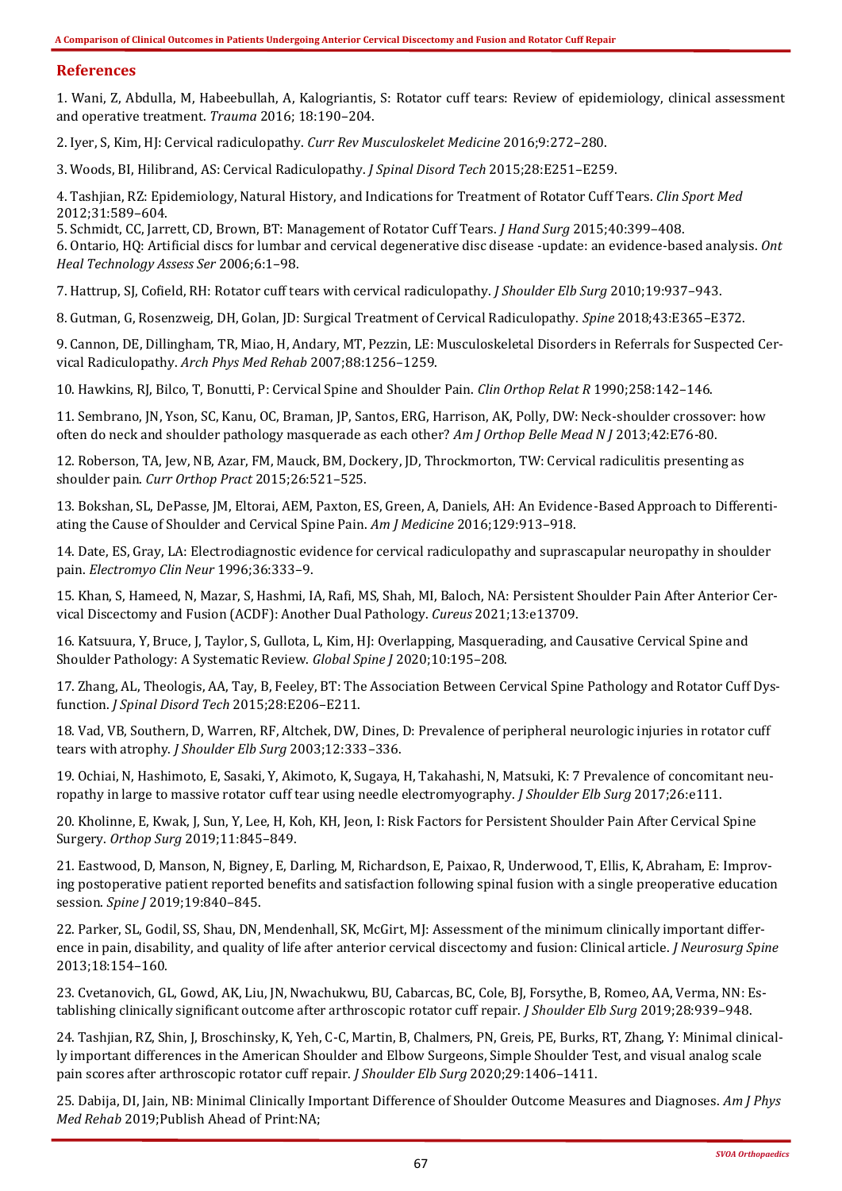## References

1. Wani, Z, Abdulla, M, Habeebullah, A, Kalogriantis, S: Rotator cuff tears: Review of epidemiology, clinical assessment and operative treatment. *Trauma* 2016; 18:190–204.

2. Iyer, S, Kim, HJ: Cervical radiculopathy. *Curr Rev Musculoskelet Medicine* 2016;9:272–280.

3. Woods, BI, Hilibrand, AS: Cervical Radiculopathy. *J Spinal Disord Tech* 2015;28:E251–E259.

4. Tashjian, RZ: Epidemiology, Natural History, and Indications for Treatment of Rotator Cuff Tears. *Clin Sport Med* 2012;31:589–604.

5. Schmidt, CC, Jarrett, CD, Brown, BT: Management of Rotator Cuff Tears. *J Hand Surg* 2015;40:399–408.

6. Ontario, HQ: Artificial discs for lumbar and cervical degenerative disc disease -update: an evidence-based analysis. *Ont Heal Technology Assess Ser* 2006;6:1–98.

7. Hattrup, SJ, Cofield, RH: Rotator cuff tears with cervical radiculopathy. *J Shoulder Elb Surg* 2010;19:937–943.

8. Gutman, G, Rosenzweig, DH, Golan, JD: Surgical Treatment of Cervical Radiculopathy. *Spine* 2018;43:E365–E372.

9. Cannon, DE, Dillingham, TR, Miao, H, Andary, MT, Pezzin, LE: Musculoskeletal Disorders in Referrals for Suspected Cervical Radiculopathy. *Arch Phys Med Rehab* 2007;88:1256–1259.

10. Hawkins, RJ, Bilco, T, Bonutti, P: Cervical Spine and Shoulder Pain. *Clin Orthop Relat R* 1990;258:142–146.

11. Sembrano, JN, Yson, SC, Kanu, OC, Braman, JP, Santos, ERG, Harrison, AK, Polly, DW: Neck-shoulder crossover: how often do neck and shoulder pathology masquerade as each other? *Am J Orthop Belle Mead N J* 2013;42:E76-80.

12. Roberson, TA, Jew, NB, Azar, FM, Mauck, BM, Dockery, JD, Throckmorton, TW: Cervical radiculitis presenting as shoulder pain. *Curr Orthop Pract* 2015;26:521–525.

13. Bokshan, SL, DePasse, JM, Eltorai, AEM, Paxton, ES, Green, A, Daniels, AH: An Evidence-Based Approach to Differentiating the Cause of Shoulder and Cervical Spine Pain. *Am J Medicine* 2016;129:913–918.

14. Date, ES, Gray, LA: Electrodiagnostic evidence for cervical radiculopathy and suprascapular neuropathy in shoulder pain. *Electromyo Clin Neur* 1996;36:333–9.

15. Khan, S, Hameed, N, Mazar, S, Hashmi, IA, Rafi, MS, Shah, MI, Baloch, NA: Persistent Shoulder Pain After Anterior Cervical Discectomy and Fusion (ACDF): Another Dual Pathology. *Cureus* 2021;13:e13709.

16. Katsuura, Y, Bruce, J, Taylor, S, Gullota, L, Kim, HJ: Overlapping, Masquerading, and Causative Cervical Spine and Shoulder Pathology: A Systematic Review. *Global Spine J* 2020;10:195–208.

17. Zhang, AL, Theologis, AA, Tay, B, Feeley, BT: The Association Between Cervical Spine Pathology and Rotator Cuff Dysfunction. *J Spinal Disord Tech* 2015;28:E206–E211.

18. Vad, VB, Southern, D, Warren, RF, Altchek, DW, Dines, D: Prevalence of peripheral neurologic injuries in rotator cuff tears with atrophy. *J Shoulder Elb Surg* 2003;12:333–336.

19. Ochiai, N, Hashimoto, E, Sasaki, Y, Akimoto, K, Sugaya, H, Takahashi, N, Matsuki, K: 7 Prevalence of concomitant neuropathy in large to massive rotator cuff tear using needle electromyography. *J Shoulder Elb Surg* 2017;26:e111.

20. Kholinne, E, Kwak, J, Sun, Y, Lee, H, Koh, KH, Jeon, I: Risk Factors for Persistent Shoulder Pain After Cervical Spine Surgery. *Orthop Surg* 2019;11:845–849.

21. Eastwood, D, Manson, N, Bigney, E, Darling, M, Richardson, E, Paixao, R, Underwood, T, Ellis, K, Abraham, E: Improving postoperative patient reported benefits and satisfaction following spinal fusion with a single preoperative education session. *Spine J* 2019;19:840–845.

22. Parker, SL, Godil, SS, Shau, DN, Mendenhall, SK, McGirt, MJ: Assessment of the minimum clinically important difference in pain, disability, and quality of life after anterior cervical discectomy and fusion: Clinical article. *J Neurosurg Spine* 2013;18:154–160.

23. Cvetanovich, GL, Gowd, AK, Liu, JN, Nwachukwu, BU, Cabarcas, BC, Cole, BJ, Forsythe, B, Romeo, AA, Verma, NN: Establishing clinically significant outcome after arthroscopic rotator cuff repair. *J Shoulder Elb Surg* 2019;28:939–948.

24. Tashjian, RZ, Shin, J, Broschinsky, K, Yeh, C-C, Martin, B, Chalmers, PN, Greis, PE, Burks, RT, Zhang, Y: Minimal clinically important differences in the American Shoulder and Elbow Surgeons, Simple Shoulder Test, and visual analog scale pain scores after arthroscopic rotator cuff repair. *J Shoulder Elb Surg* 2020;29:1406–1411.

25. Dabija, DI, Jain, NB: Minimal Clinically Important Difference of Shoulder Outcome Measures and Diagnoses. *Am J Phys Med Rehab* 2019;Publish Ahead of Print:NA;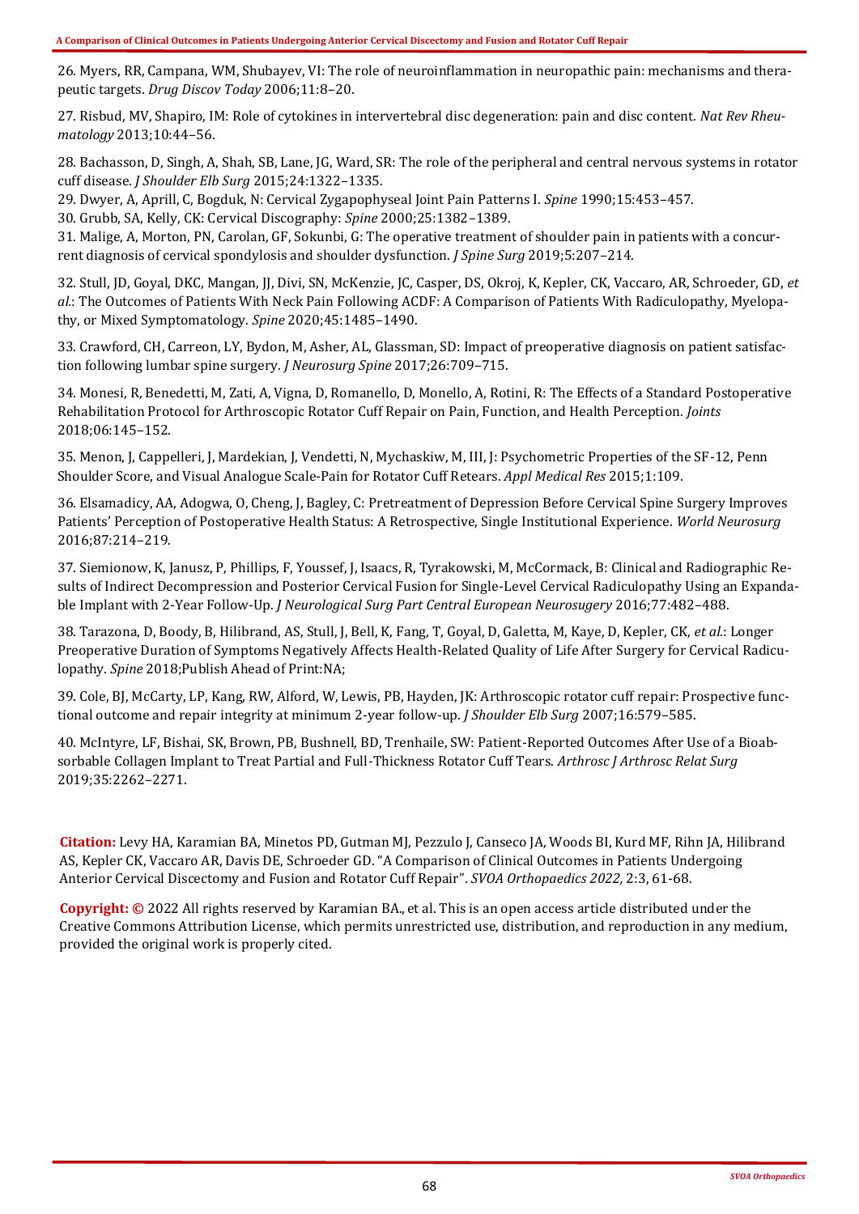26. Myers, RR, Campana, WM, Shubayev, VI: The role of neuroinflammation in neuropathic pain: mechanisms and therapeutic targets. *Drug Discov Today* 2006;11:8–20.

27. Risbud, MV, Shapiro, IM: Role of cytokines in intervertebral disc degeneration: pain and disc content. *Nat Rev Rheumatology* 2013;10:44–56.

28. Bachasson, D, Singh, A, Shah, SB, Lane, JG, Ward, SR: The role of the peripheral and central nervous systems in rotator cuff disease. *J Shoulder Elb Surg* 2015;24:1322–1335.

29. Dwyer, A, Aprill, C, Bogduk, N: Cervical Zygapophyseal Joint Pain Patterns I. *Spine* 1990;15:453–457.

30. Grubb, SA, Kelly, CK: Cervical Discography: *Spine* 2000;25:1382–1389.

31. Malige, A, Morton, PN, Carolan, GF, Sokunbi, G: The operative treatment of shoulder pain in patients with a concurrent diagnosis of cervical spondylosis and shoulder dysfunction. *J Spine Surg* 2019;5:207–214.

32. Stull, JD, Goyal, DKC, Mangan, JJ, Divi, SN, McKenzie, JC, Casper, DS, Okroj, K, Kepler, CK, Vaccaro, AR, Schroeder, GD, *et al.*: The Outcomes of Patients With Neck Pain Following ACDF: A Comparison of Patients With Radiculopathy, Myelopathy, or Mixed Symptomatology. *Spine* 2020;45:1485–1490.

33. Crawford, CH, Carreon, LY, Bydon, M, Asher, AL, Glassman, SD: Impact of preoperative diagnosis on patient satisfaction following lumbar spine surgery. *J Neurosurg Spine* 2017;26:709–715.

34. Monesi, R, Benedetti, M, Zati, A, Vigna, D, Romanello, D, Monello, A, Rotini, R: The Effects of a Standard Postoperative Rehabilitation Protocol for Arthroscopic Rotator Cuff Repair on Pain, Function, and Health Perception. *Joints* 2018;06:145–152.

35. Menon, J, Cappelleri, J, Mardekian, J, Vendetti, N, Mychaskiw, M, III, J: Psychometric Properties of the SF-12, Penn Shoulder Score, and Visual Analogue Scale-Pain for Rotator Cuff Retears. *Appl Medical Res* 2015;1:109.

36. Elsamadicy, AA, Adogwa, O, Cheng, J, Bagley, C: Pretreatment of Depression Before Cervical Spine Surgery Improves Patients' Perception of Postoperative Health Status: A Retrospective, Single Institutional Experience. *World Neurosurg* 2016;87:214–219.

37. Siemionow, K, Janusz, P, Phillips, F, Youssef, J, Isaacs, R, Tyrakowski, M, McCormack, B: Clinical and Radiographic Results of Indirect Decompression and Posterior Cervical Fusion for Single-Level Cervical Radiculopathy Using an Expandable Implant with 2-Year Follow-Up. *J Neurological Surg Part Central European Neurosugery* 2016;77:482–488.

38. Tarazona, D, Boody, B, Hilibrand, AS, Stull, J, Bell, K, Fang, T, Goyal, D, Galetta, M, Kaye, D, Kepler, CK, *et al.*: Longer Preoperative Duration of Symptoms Negatively Affects Health-Related Quality of Life After Surgery for Cervical Radiculopathy. *Spine* 2018;Publish Ahead of Print:NA;

39. Cole, BJ, McCarty, LP, Kang, RW, Alford, W, Lewis, PB, Hayden, JK: Arthroscopic rotator cuff repair: Prospective functional outcome and repair integrity at minimum 2-year follow-up. *J Shoulder Elb Surg* 2007;16:579–585.

40. McIntyre, LF, Bishai, SK, Brown, PB, Bushnell, BD, Trenhaile, SW: Patient-Reported Outcomes After Use of a Bioabsorbable Collagen Implant to Treat Partial and Full-Thickness Rotator Cuff Tears. *Arthrosc J Arthrosc Relat Surg* 2019;35:2262–2271.

**Citation:** Levy HA, Karamian BA, Minetos PD, Gutman MJ, Pezzulo J, Canseco JA, Woods BI, Kurd MF, Rihn JA, Hilibrand AS, Kepler CK, Vaccaro AR, Davis DE, Schroeder GD. "A Comparison of Clinical Outcomes in Patients Undergoing Anterior Cervical Discectomy and Fusion and Rotator Cuff Repair". *SVOA Orthopaedics 2022,* 2:3, 61-68.

**Copyright: ©** 2022 All rights reserved by Karamian BA., et al. This is an open access article distributed under the Creative Commons Attribution License, which permits unrestricted use, distribution, and reproduction in any medium, provided the original work is properly cited.